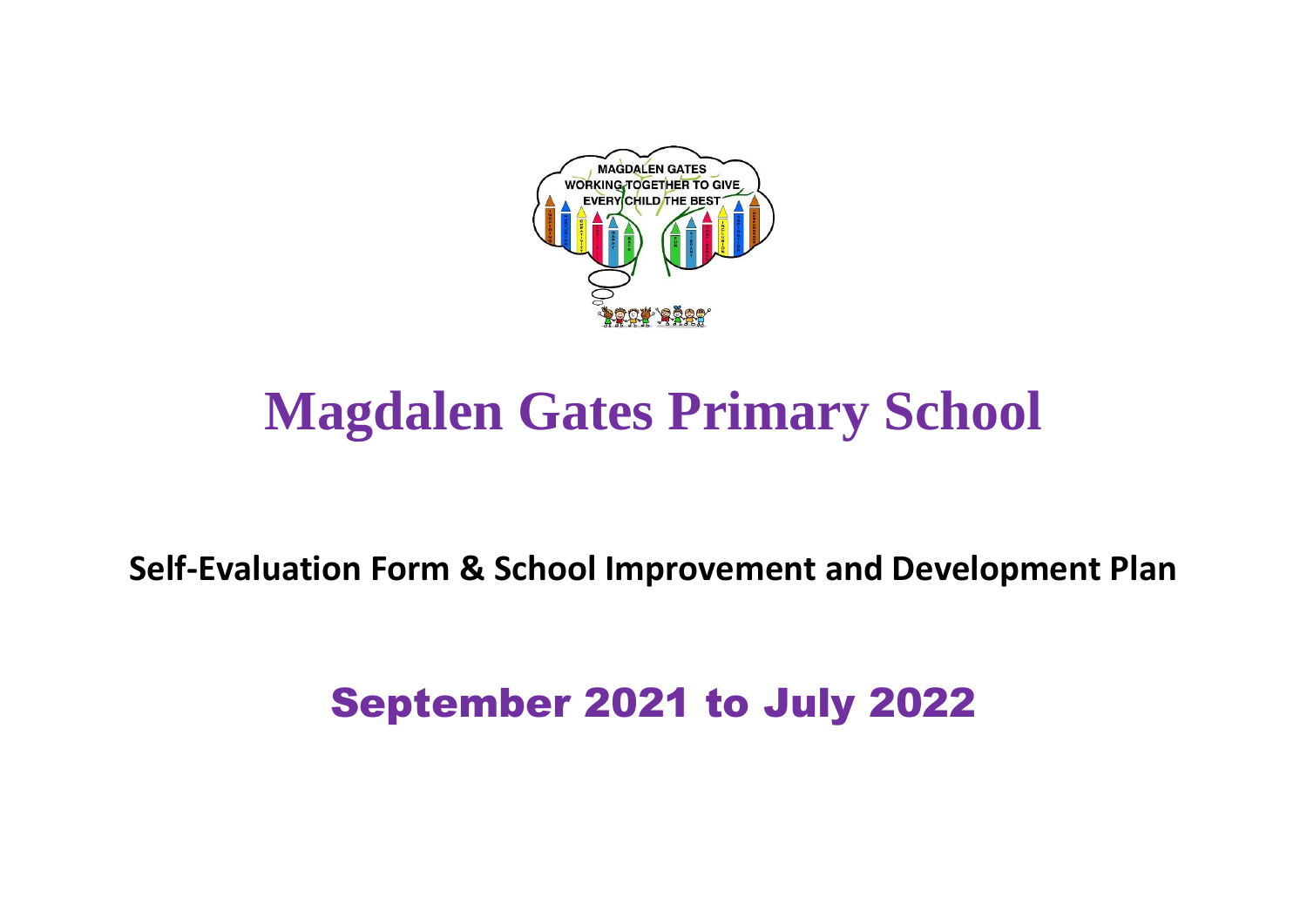# Magdalen Gates Primary School

**Self-Evaluation Form & School Improvement and Development Plan**

## September 2021 to July 2022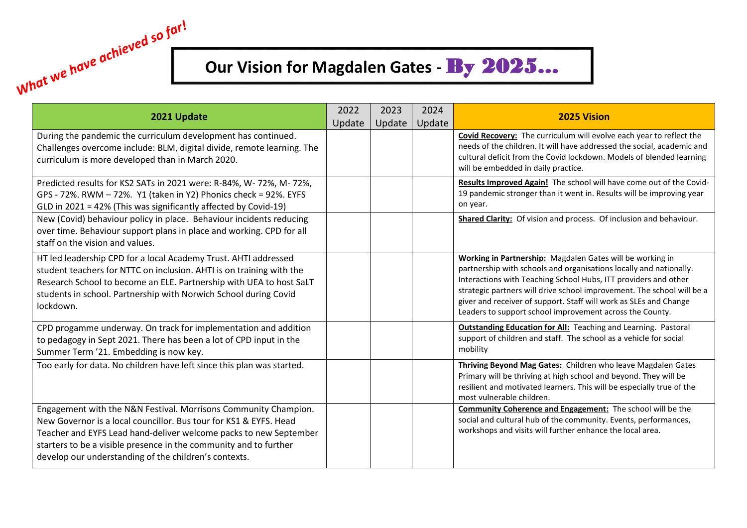*What we have achieved so far!*

# Our Vision for Magdalen Gates - By 2025...

| 2021 Update | 2022 Update | 2023 Update | 2024 Update | 2025 Vision |
|---|---|---|---|---|
| During the pandemic the curriculum development has continued. Challenges overcome include: BLM, digital divide, remote learning. The curriculum is more developed than in March 2020. | | | | **Covid Recovery:** The curriculum will evolve each year to reflect the needs of the children. It will have addressed the social, academic and cultural deficit from the Covid lockdown. Models of blended learning will be embedded in daily practice. |
| Predicted results for KS2 SATs in 2021 were: R-84%, W- 72%, M- 72%, GPS - 72%. RWM – 72%. Y1 (taken in Y2) Phonics check = 92%. EYFS GLD in 2021 = 42% (This was significantly affected by Covid-19) | | | | **Results Improved Again!** The school will have come out of the Covid-19 pandemic stronger than it went in. Results will be improving year on year. |
| New (Covid) behaviour policy in place. Behaviour incidents reducing over time. Behaviour support plans in place and working. CPD for all staff on the vision and values. | | | | **Shared Clarity:** Of vision and process. Of inclusion and behaviour. |
| HT led leadership CPD for a local Academy Trust. AHTI addressed student teachers for NTTC on inclusion. AHTI is on training with the Research School to become an ELE. Partnership with UEA to host SaLT students in school. Partnership with Norwich School during Covid lockdown. | | | | **Working in Partnership:** Magdalen Gates will be working in partnership with schools and organisations locally and nationally. Interactions with Teaching School Hubs, ITT providers and other strategic partners will drive school improvement. The school will be a giver and receiver of support. Staff will work as SLEs and Change Leaders to support school improvement across the County. |
| CPD progamme underway. On track for implementation and addition to pedagogy in Sept 2021. There has been a lot of CPD input in the Summer Term '21. Embedding is now key. | | | | **Outstanding Education for All:** Teaching and Learning. Pastoral support of children and staff. The school as a vehicle for social mobility |
| Too early for data. No children have left since this plan was started. | | | | **Thriving Beyond Mag Gates:** Children who leave Magdalen Gates Primary will be thriving at high school and beyond. They will be resilient and motivated learners. This will be especially true of the most vulnerable children. |
| Engagement with the N&N Festival. Morrisons Community Champion. New Governor is a local councillor. Bus tour for KS1 & EYFS. Head Teacher and EYFS Lead hand-deliver welcome packs to new September starters to be a visible presence in the community and to further develop our understanding of the children's contexts. | | | | **Community Coherence and Engagement:** The school will be the social and cultural hub of the community. Events, performances, workshops and visits will further enhance the local area. |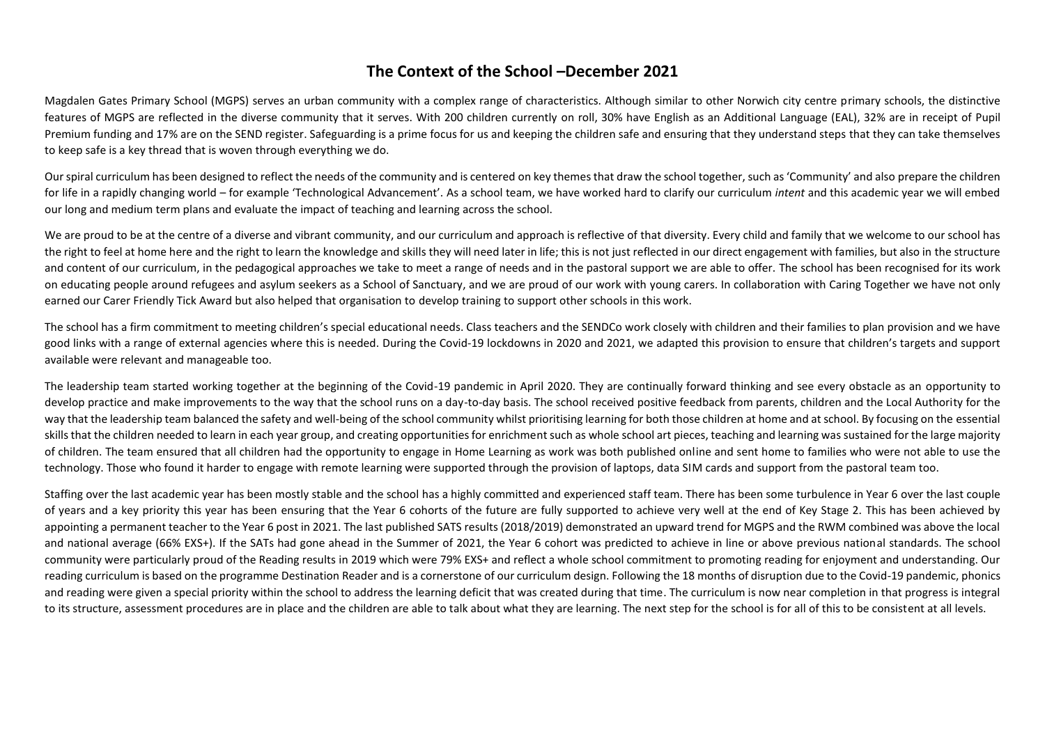## The Context of the School –December 2021

Magdalen Gates Primary School (MGPS) serves an urban community with a complex range of characteristics. Although similar to other Norwich city centre primary schools, the distinctive features of MGPS are reflected in the diverse community that it serves. With 200 children currently on roll, 30% have English as an Additional Language (EAL), 32% are in receipt of Pupil Premium funding and 17% are on the SEND register. Safeguarding is a prime focus for us and keeping the children safe and ensuring that they understand steps that they can take themselves to keep safe is a key thread that is woven through everything we do.

Our spiral curriculum has been designed to reflect the needs of the community and is centered on key themes that draw the school together, such as 'Community' and also prepare the children for life in a rapidly changing world – for example 'Technological Advancement'. As a school team, we have worked hard to clarify our curriculum *intent* and this academic year we will embed our long and medium term plans and evaluate the impact of teaching and learning across the school.

We are proud to be at the centre of a diverse and vibrant community, and our curriculum and approach is reflective of that diversity. Every child and family that we welcome to our school has the right to feel at home here and the right to learn the knowledge and skills they will need later in life; this is not just reflected in our direct engagement with families, but also in the structure and content of our curriculum, in the pedagogical approaches we take to meet a range of needs and in the pastoral support we are able to offer. The school has been recognised for its work on educating people around refugees and asylum seekers as a School of Sanctuary, and we are proud of our work with young carers. In collaboration with Caring Together we have not only earned our Carer Friendly Tick Award but also helped that organisation to develop training to support other schools in this work.

The school has a firm commitment to meeting children's special educational needs. Class teachers and the SENDCo work closely with children and their families to plan provision and we have good links with a range of external agencies where this is needed. During the Covid-19 lockdowns in 2020 and 2021, we adapted this provision to ensure that children's targets and support available were relevant and manageable too.

The leadership team started working together at the beginning of the Covid-19 pandemic in April 2020. They are continually forward thinking and see every obstacle as an opportunity to develop practice and make improvements to the way that the school runs on a day-to-day basis. The school received positive feedback from parents, children and the Local Authority for the way that the leadership team balanced the safety and well-being of the school community whilst prioritising learning for both those children at home and at school. By focusing on the essential skills that the children needed to learn in each year group, and creating opportunities for enrichment such as whole school art pieces, teaching and learning was sustained for the large majority of children. The team ensured that all children had the opportunity to engage in Home Learning as work was both published online and sent home to families who were not able to use the technology. Those who found it harder to engage with remote learning were supported through the provision of laptops, data SIM cards and support from the pastoral team too.

Staffing over the last academic year has been mostly stable and the school has a highly committed and experienced staff team. There has been some turbulence in Year 6 over the last couple of years and a key priority this year has been ensuring that the Year 6 cohorts of the future are fully supported to achieve very well at the end of Key Stage 2. This has been achieved by appointing a permanent teacher to the Year 6 post in 2021. The last published SATS results (2018/2019) demonstrated an upward trend for MGPS and the RWM combined was above the local and national average (66% EXS+). If the SATs had gone ahead in the Summer of 2021, the Year 6 cohort was predicted to achieve in line or above previous national standards. The school community were particularly proud of the Reading results in 2019 which were 79% EXS+ and reflect a whole school commitment to promoting reading for enjoyment and understanding. Our reading curriculum is based on the programme Destination Reader and is a cornerstone of our curriculum design. Following the 18 months of disruption due to the Covid-19 pandemic, phonics and reading were given a special priority within the school to address the learning deficit that was created during that time. The curriculum is now near completion in that progress is integral to its structure, assessment procedures are in place and the children are able to talk about what they are learning. The next step for the school is for all of this to be consistent at all levels.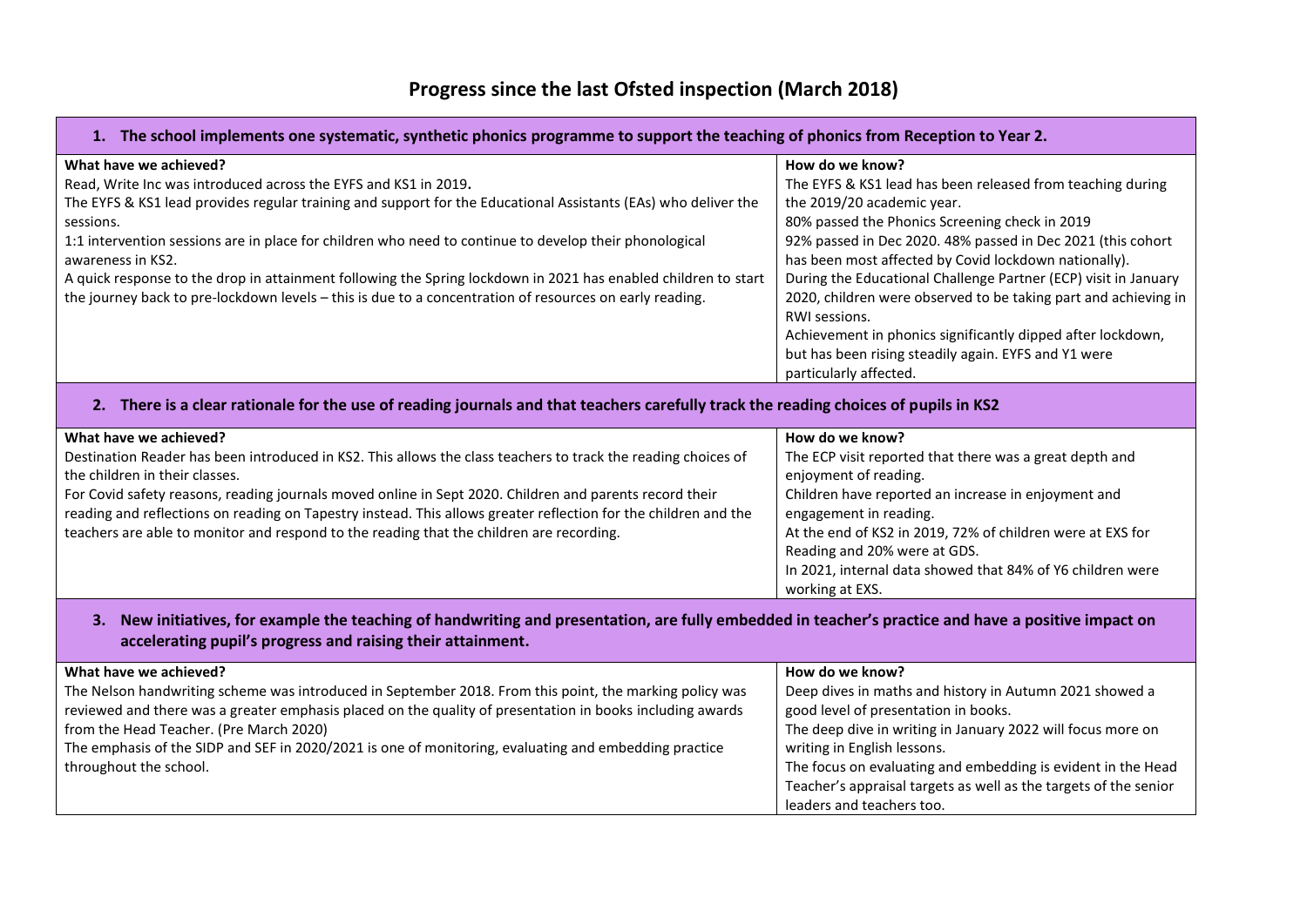# Progress since the last Ofsted inspection (March 2018)

| 1. The school implements one systematic, synthetic phonics programme to support the teaching of phonics from Reception to Year 2. | |
|---|---|
| **What have we achieved?**<br>Read, Write Inc was introduced across the EYFS and KS1 in 2019.<br>The EYFS & KS1 lead provides regular training and support for the Educational Assistants (EAs) who deliver the sessions.<br>1:1 intervention sessions are in place for children who need to continue to develop their phonological awareness in KS2.<br>A quick response to the drop in attainment following the Spring lockdown in 2021 has enabled children to start the journey back to pre-lockdown levels – this is due to a concentration of resources on early reading. | **How do we know?**<br>The EYFS & KS1 lead has been released from teaching during the 2019/20 academic year.<br>80% passed the Phonics Screening check in 2019<br>92% passed in Dec 2020. 48% passed in Dec 2021 (this cohort has been most affected by Covid lockdown nationally).<br>During the Educational Challenge Partner (ECP) visit in January 2020, children were observed to be taking part and achieving in RWI sessions.<br>Achievement in phonics significantly dipped after lockdown, but has been rising steadily again. EYFS and Y1 were particularly affected. |

| 2. There is a clear rationale for the use of reading journals and that teachers carefully track the reading choices of pupils in KS2 | |
|---|---|
| **What have we achieved?**<br>Destination Reader has been introduced in KS2. This allows the class teachers to track the reading choices of the children in their classes.<br>For Covid safety reasons, reading journals moved online in Sept 2020. Children and parents record their reading and reflections on reading on Tapestry instead. This allows greater reflection for the children and the teachers are able to monitor and respond to the reading that the children are recording. | **How do we know?**<br>The ECP visit reported that there was a great depth and enjoyment of reading.<br>Children have reported an increase in enjoyment and engagement in reading.<br>At the end of KS2 in 2019, 72% of children were at EXS for Reading and 20% were at GDS.<br>In 2021, internal data showed that 84% of Y6 children were working at EXS. |

| 3. New initiatives, for example the teaching of handwriting and presentation, are fully embedded in teacher's practice and have a positive impact on accelerating pupil's progress and raising their attainment. | |
|---|---|
| **What have we achieved?**<br>The Nelson handwriting scheme was introduced in September 2018. From this point, the marking policy was reviewed and there was a greater emphasis placed on the quality of presentation in books including awards from the Head Teacher. (Pre March 2020)<br>The emphasis of the SIDP and SEF in 2020/2021 is one of monitoring, evaluating and embedding practice throughout the school. | **How do we know?**<br>Deep dives in maths and history in Autumn 2021 showed a good level of presentation in books.<br>The deep dive in writing in January 2022 will focus more on writing in English lessons.<br>The focus on evaluating and embedding is evident in the Head Teacher's appraisal targets as well as the targets of the senior leaders and teachers too. |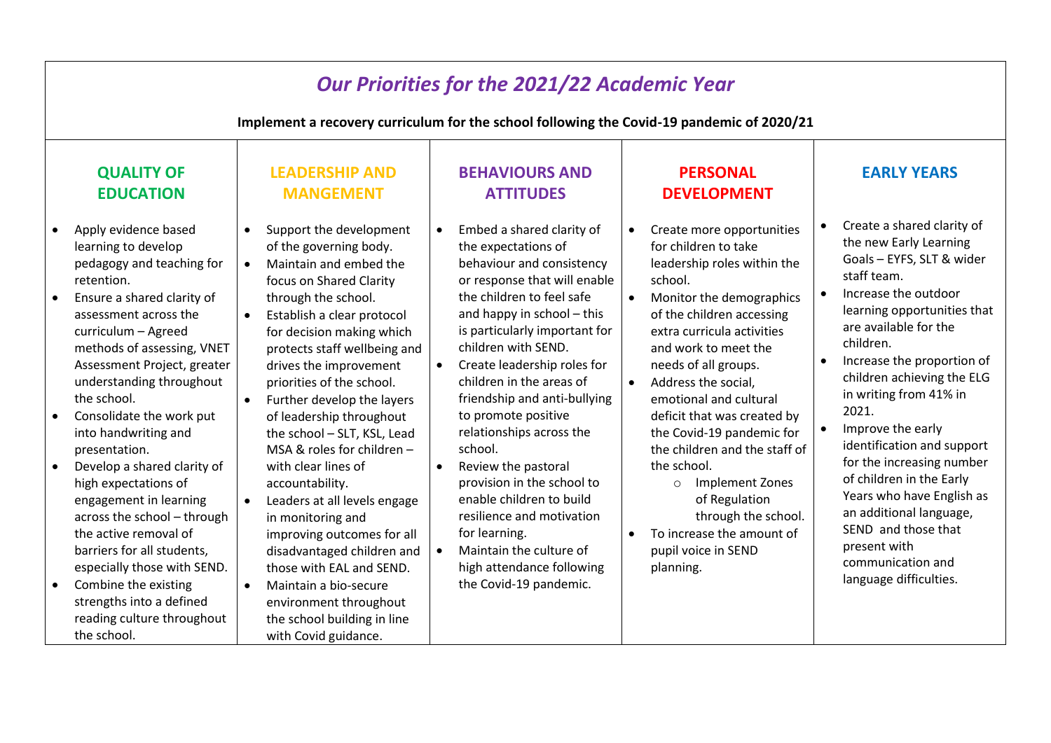# *Our Priorities for the 2021/22 Academic Year*

**Implement a recovery curriculum for the school following the Covid-19 pandemic of 2020/21**

## QUALITY OF EDUCATION

- Apply evidence based learning to develop pedagogy and teaching for retention.
- Ensure a shared clarity of assessment across the curriculum – Agreed methods of assessing, VNET Assessment Project, greater understanding throughout the school.
- Consolidate the work put into handwriting and presentation.
- Develop a shared clarity of high expectations of engagement in learning across the school – through the active removal of barriers for all students, especially those with SEND.
- Combine the existing strengths into a defined reading culture throughout the school.

## LEADERSHIP AND MANGEMENT

- Support the development of the governing body.
- Maintain and embed the focus on Shared Clarity through the school.
- Establish a clear protocol for decision making which protects staff wellbeing and drives the improvement priorities of the school.
- Further develop the layers of leadership throughout the school – SLT, KSL, Lead MSA & roles for children – with clear lines of accountability.
- Leaders at all levels engage in monitoring and improving outcomes for all disadvantaged children and those with EAL and SEND.
- Maintain a bio-secure environment throughout the school building in line with Covid guidance.

## BEHAVIOURS AND ATTITUDES

- Embed a shared clarity of the expectations of behaviour and consistency or response that will enable the children to feel safe and happy in school – this is particularly important for children with SEND.
- Create leadership roles for children in the areas of friendship and anti-bullying to promote positive relationships across the school.
- Review the pastoral provision in the school to enable children to build resilience and motivation for learning.
- Maintain the culture of high attendance following the Covid-19 pandemic.

## PERSONAL DEVELOPMENT

- Create more opportunities for children to take leadership roles within the school.
- Monitor the demographics of the children accessing extra curricula activities and work to meet the needs of all groups.
- Address the social, emotional and cultural deficit that was created by the Covid-19 pandemic for the children and the staff of the school.
  - Implement Zones of Regulation through the school.
- To increase the amount of pupil voice in SEND planning.

## EARLY YEARS

- Create a shared clarity of the new Early Learning Goals – EYFS, SLT & wider staff team.
- Increase the outdoor learning opportunities that are available for the children.
- Increase the proportion of children achieving the ELG in writing from 41% in 2021.
- Improve the early identification and support for the increasing number of children in the Early Years who have English as an additional language, SEND and those that present with communication and language difficulties.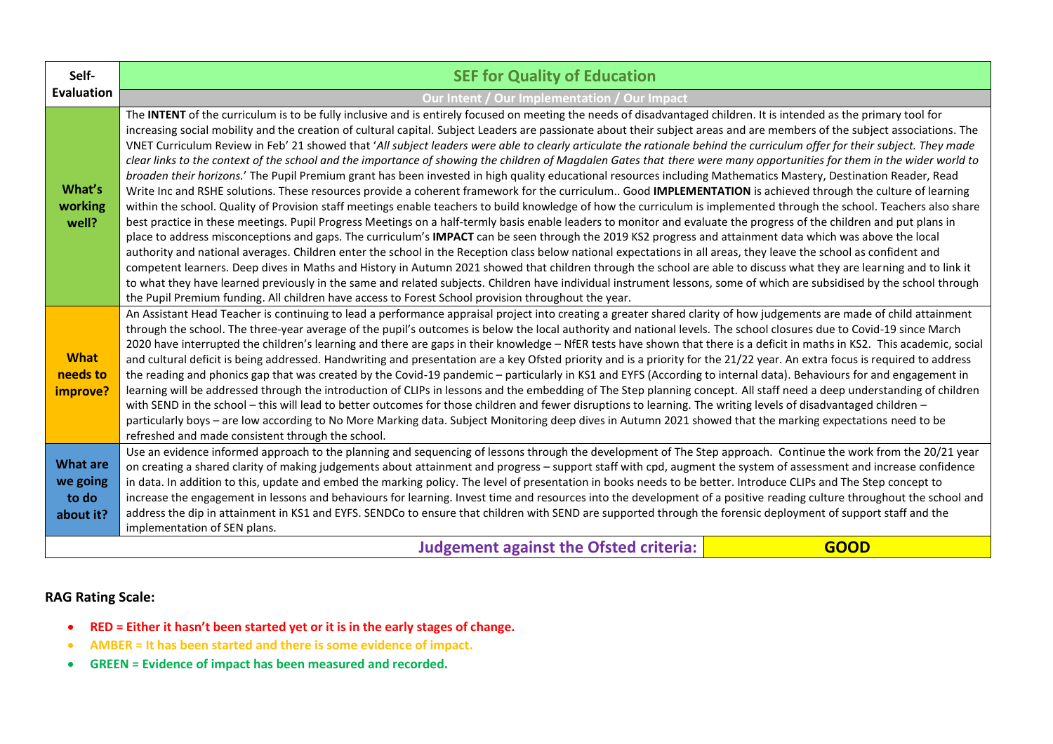| Self-Evaluation | SEF for Quality of Education |
|---|---|
| | Our Intent / Our Implementation / Our Impact |
| **What's working well?** | The **INTENT** of the curriculum is to be fully inclusive and is entirely focused on meeting the needs of disadvantaged children. It is intended as the primary tool for increasing social mobility and the creation of cultural capital. Subject Leaders are passionate about their subject areas and are members of the subject associations. The VNET Curriculum Review in Feb' 21 showed that '*All subject leaders were able to clearly articulate the rationale behind the curriculum offer for their subject. They made clear links to the context of the school and the importance of showing the children of Magdalen Gates that there were many opportunities for them in the wider world to broaden their horizons.*' The Pupil Premium grant has been invested in high quality educational resources including Mathematics Mastery, Destination Reader, Read Write Inc and RSHE solutions. These resources provide a coherent framework for the curriculum.. Good **IMPLEMENTATION** is achieved through the culture of learning within the school. Quality of Provision staff meetings enable teachers to build knowledge of how the curriculum is implemented through the school. Teachers also share best practice in these meetings. Pupil Progress Meetings on a half-termly basis enable leaders to monitor and evaluate the progress of the children and put plans in place to address misconceptions and gaps. The curriculum's **IMPACT** can be seen through the 2019 KS2 progress and attainment data which was above the local authority and national averages. Children enter the school in the Reception class below national expectations in all areas, they leave the school as confident and competent learners. Deep dives in Maths and History in Autumn 2021 showed that children through the school are able to discuss what they are learning and to link it to what they have learned previously in the same and related subjects. Children have individual instrument lessons, some of which are subsidised by the school through the Pupil Premium funding. All children have access to Forest School provision throughout the year. |
| **What needs to improve?** | An Assistant Head Teacher is continuing to lead a performance appraisal project into creating a greater shared clarity of how judgements are made of child attainment through the school. The three-year average of the pupil's outcomes is below the local authority and national levels. The school closures due to Covid-19 since March 2020 have interrupted the children's learning and there are gaps in their knowledge – NfER tests have shown that there is a deficit in maths in KS2. This academic, social and cultural deficit is being addressed. Handwriting and presentation are a key Ofsted priority and is a priority for the 21/22 year. An extra focus is required to address the reading and phonics gap that was created by the Covid-19 pandemic – particularly in KS1 and EYFS (According to internal data). Behaviours for and engagement in learning will be addressed through the introduction of CLIPs in lessons and the embedding of The Step planning concept. All staff need a deep understanding of children with SEND in the school – this will lead to better outcomes for those children and fewer disruptions to learning. The writing levels of disadvantaged children – particularly boys – are low according to No More Marking data. Subject Monitoring deep dives in Autumn 2021 showed that the marking expectations need to be refreshed and made consistent through the school. |
| **What are we going to do about it?** | Use an evidence informed approach to the planning and sequencing of lessons through the development of The Step approach. Continue the work from the 20/21 year on creating a shared clarity of making judgements about attainment and progress – support staff with cpd, augment the system of assessment and increase confidence in data. In addition to this, update and embed the marking policy. The level of presentation in books needs to be better. Introduce CLIPs and The Step concept to increase the engagement in lessons and behaviours for learning. Invest time and resources into the development of a positive reading culture throughout the school and address the dip in attainment in KS1 and EYFS. SENDCo to ensure that children with SEND are supported through the forensic deployment of support staff and the implementation of SEN plans. |
| | **Judgement against the Ofsted criteria: GOOD** |

**RAG Rating Scale:**

- **RED = Either it hasn't been started yet or it is in the early stages of change.**
- **AMBER = It has been started and there is some evidence of impact.**
- **GREEN = Evidence of impact has been measured and recorded.**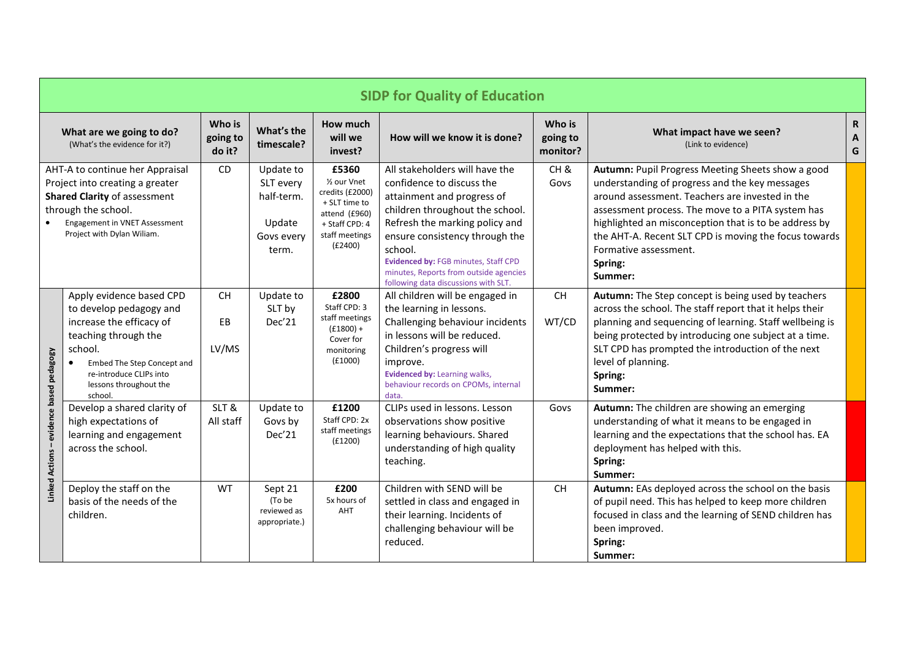## SIDP for Quality of Education

| | What are we going to do? (What's the evidence for it?) | Who is going to do it? | What's the timescale? | How much will we invest? | How will we know it is done? | Who is going to monitor? | What impact have we seen? (Link to evidence) | RAG |
|---|---|---|---|---|---|---|---|---|
| | AHT-A to continue her Appraisal Project into creating a greater **Shared Clarity** of assessment through the school.<br>• Engagement in VNET Assessment Project with Dylan Wiliam. | CD | Update to SLT every half-term.<br><br>Update Govs every term. | **£5360**<br>½ our Vnet credits (£2000) + SLT time to attend (£960) + Staff CPD: 4 staff meetings (£2400) | All stakeholders will have the confidence to discuss the attainment and progress of children throughout the school. Refresh the marking policy and ensure consistency through the school.<br>**Evidenced by:** FGB minutes, Staff CPD minutes, Reports from outside agencies following data discussions with SLT. | CH & Govs | **Autumn:** Pupil Progress Meeting Sheets show a good understanding of progress and the key messages around assessment. Teachers are invested in the assessment process. The move to a PITA system has highlighted an misconception that is to be address by the AHT-A. Recent SLT CPD is moving the focus towards Formative assessment.<br>**Spring:**<br>**Summer:** | Amber |
| Linked Actions – evidence based pedagogy | Apply evidence based CPD to develop pedagogy and increase the efficacy of teaching through the school.<br>• Embed The Step Concept and re-introduce CLIPs into lessons throughout the school. | CH<br><br>EB<br><br>LV/MS | Update to SLT by Dec'21 | **£2800**<br>Staff CPD: 3 staff meetings (£1800) + Cover for monitoring (£1000) | All children will be engaged in the learning in lessons. Challenging behaviour incidents in lessons will be reduced. Children's progress will improve.<br>**Evidenced by:** Learning walks, behaviour records on CPOMs, internal data. | CH<br><br>WT/CD | **Autumn:** The Step concept is being used by teachers across the school. The staff report that it helps their planning and sequencing of learning. Staff wellbeing is being protected by introducing one subject at a time. SLT CPD has prompted the introduction of the next level of planning.<br>**Spring:**<br>**Summer:** | Amber |
| Linked Actions – evidence based pedagogy | Develop a shared clarity of high expectations of learning and engagement across the school. | SLT & All staff | Update to Govs by Dec'21 | **£1200**<br>Staff CPD: 2x staff meetings (£1200) | CLIPs used in lessons. Lesson observations show positive learning behaviours. Shared understanding of high quality teaching. | Govs | **Autumn:** The children are showing an emerging understanding of what it means to be engaged in learning and the expectations that the school has. EA deployment has helped with this.<br>**Spring:**<br>**Summer:** | Red |
| Linked Actions – evidence based pedagogy | Deploy the staff on the basis of the needs of the children. | WT | Sept 21 (To be reviewed as appropriate.) | **£200**<br>5x hours of AHT | Children with SEND will be settled in class and engaged in their learning. Incidents of challenging behaviour will be reduced. | CH | **Autumn:** EAs deployed across the school on the basis of pupil need. This has helped to keep more children focused in class and the learning of SEND children has been improved.<br>**Spring:**<br>**Summer:** | Amber |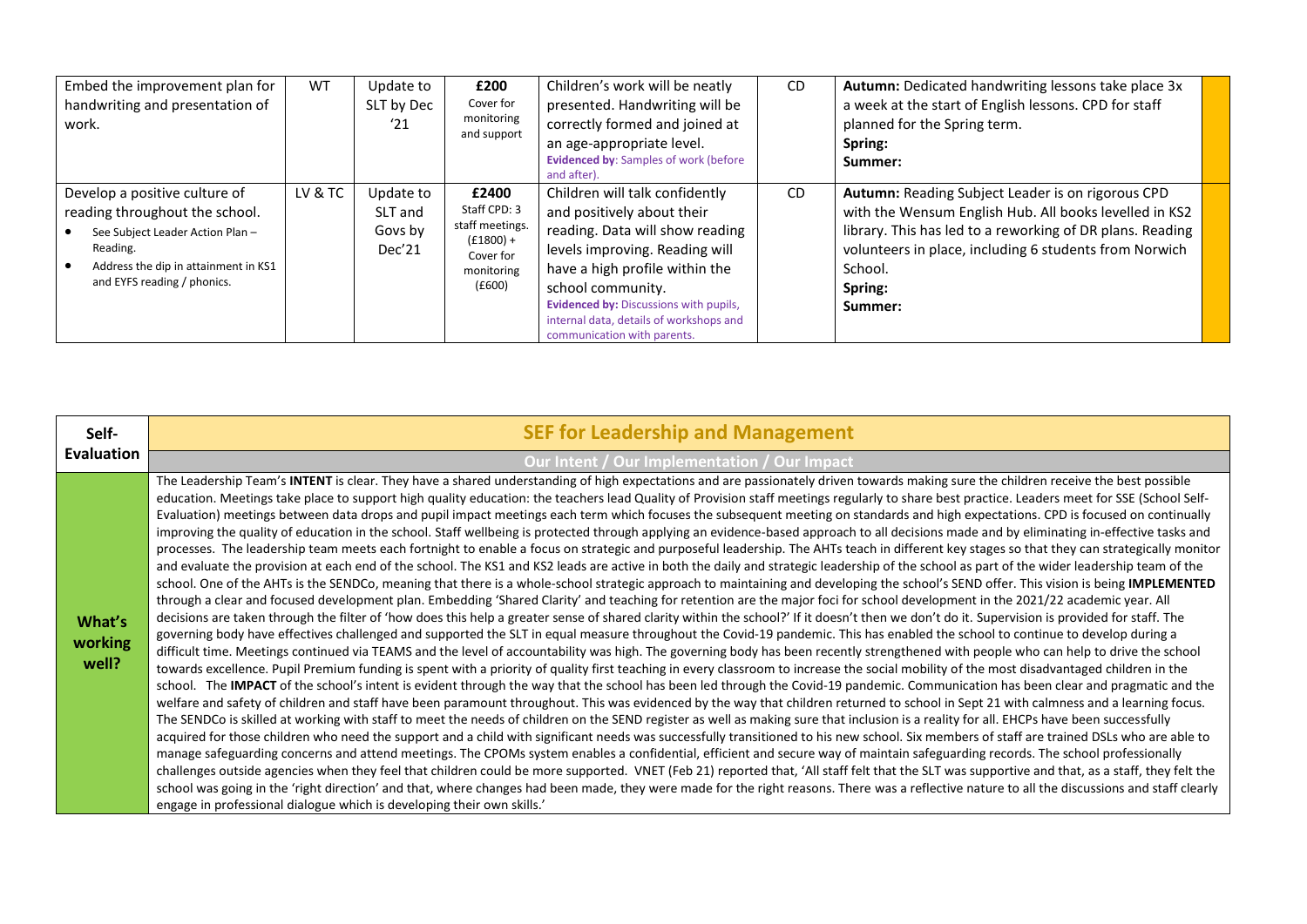| | | | | | | | |
|---|---|---|---|---|---|---|---|
| Embed the improvement plan for handwriting and presentation of work. | WT | Update to SLT by Dec '21 | **£200** Cover for monitoring and support | Children's work will be neatly presented. Handwriting will be correctly formed and joined at an age-appropriate level. **Evidenced by**: Samples of work (before and after). | CD | **Autumn:** Dedicated handwriting lessons take place 3x a week at the start of English lessons. CPD for staff planned for the Spring term. **Spring:** **Summer:** | |
| Develop a positive culture of reading throughout the school. <br>• See Subject Leader Action Plan – Reading. <br>• Address the dip in attainment in KS1 and EYFS reading / phonics. | LV & TC | Update to SLT and Govs by Dec'21 | **£2400** Staff CPD: 3 staff meetings. (£1800) + Cover for monitoring (£600) | Children will talk confidently and positively about their reading. Data will show reading levels improving. Reading will have a high profile within the school community. **Evidenced by:** Discussions with pupils, internal data, details of workshops and communication with parents. | CD | **Autumn:** Reading Subject Leader is on rigorous CPD with the Wensum English Hub. All books levelled in KS2 library. This has led to a reworking of DR plans. Reading volunteers in place, including 6 students from Norwich School. **Spring:** **Summer:** | |

| Self-Evaluation | SEF for Leadership and Management |
|---|---|
| | **Our Intent / Our Implementation / Our Impact** |
| **What's working well?** | The Leadership Team's **INTENT** is clear. They have a shared understanding of high expectations and are passionately driven towards making sure the children receive the best possible education. Meetings take place to support high quality education: the teachers lead Quality of Provision staff meetings regularly to share best practice. Leaders meet for SSE (School Self-Evaluation) meetings between data drops and pupil impact meetings each term which focuses the subsequent meeting on standards and high expectations. CPD is focused on continually improving the quality of education in the school. Staff wellbeing is protected through applying an evidence-based approach to all decisions made and by eliminating in-effective tasks and processes. The leadership team meets each fortnight to enable a focus on strategic and purposeful leadership. The AHTs teach in different key stages so that they can strategically monitor and evaluate the provision at each end of the school. The KS1 and KS2 leads are active in both the daily and strategic leadership of the school as part of the wider leadership team of the school. One of the AHTs is the SENDCo, meaning that there is a whole-school strategic approach to maintaining and developing the school's SEND offer. This vision is being **IMPLEMENTED** through a clear and focused development plan. Embedding 'Shared Clarity' and teaching for retention are the major foci for school development in the 2021/22 academic year. All decisions are taken through the filter of 'how does this help a greater sense of shared clarity within the school?' If it doesn't then we don't do it. Supervision is provided for staff. The governing body have effectives challenged and supported the SLT in equal measure throughout the Covid-19 pandemic. This has enabled the school to continue to develop during a difficult time. Meetings continued via TEAMS and the level of accountability was high. The governing body has been recently strengthened with people who can help to drive the school towards excellence. Pupil Premium funding is spent with a priority of quality first teaching in every classroom to increase the social mobility of the most disadvantaged children in the school. The **IMPACT** of the school's intent is evident through the way that the school has been led through the Covid-19 pandemic. Communication has been clear and pragmatic and the welfare and safety of children and staff have been paramount throughout. This was evidenced by the way that children returned to school in Sept 21 with calmness and a learning focus. The SENDCo is skilled at working with staff to meet the needs of children on the SEND register as well as making sure that inclusion is a reality for all. EHCPs have been successfully acquired for those children who need the support and a child with significant needs was successfully transitioned to his new school. Six members of staff are trained DSLs who are able to manage safeguarding concerns and attend meetings. The CPOMs system enables a confidential, efficient and secure way of maintain safeguarding records. The school professionally challenges outside agencies when they feel that children could be more supported. VNET (Feb 21) reported that, 'All staff felt that the SLT was supportive and that, as a staff, they felt the school was going in the 'right direction' and that, where changes had been made, they were made for the right reasons. There was a reflective nature to all the discussions and staff clearly engage in professional dialogue which is developing their own skills.' |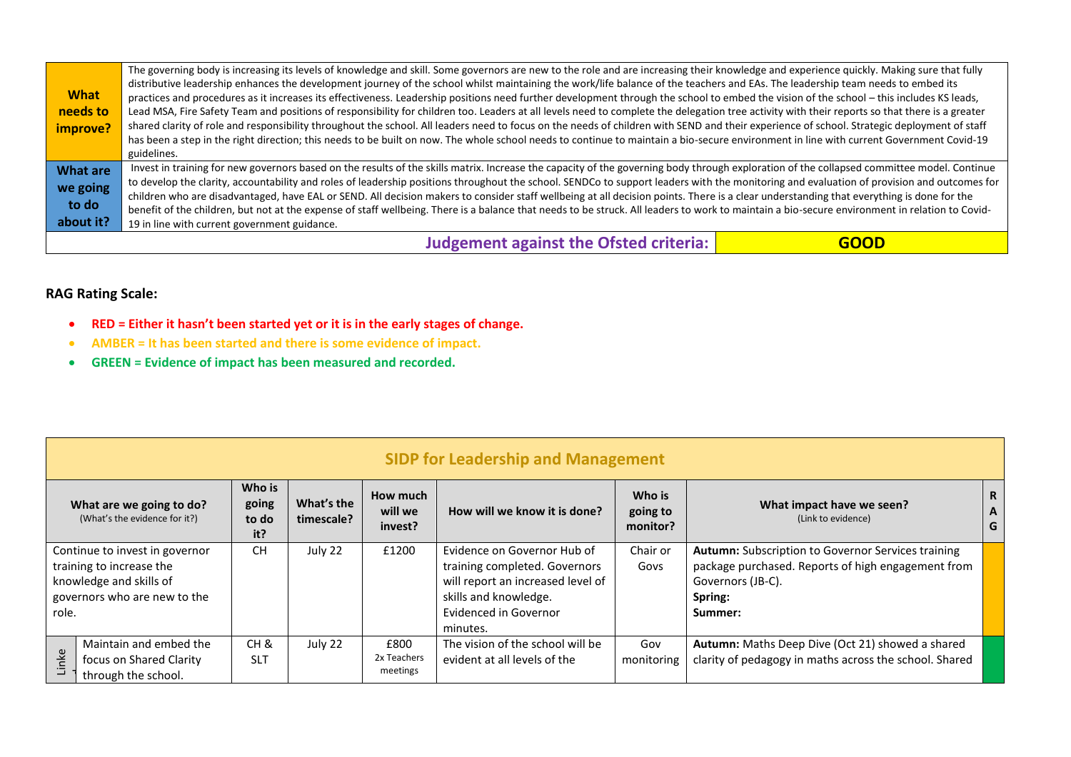| | |
|---|---|
| **What needs to improve?** | The governing body is increasing its levels of knowledge and skill. Some governors are new to the role and are increasing their knowledge and experience quickly. Making sure that fully distributive leadership enhances the development journey of the school whilst maintaining the work/life balance of the teachers and EAs. The leadership team needs to embed its practices and procedures as it increases its effectiveness. Leadership positions need further development through the school to embed the vision of the school – this includes KS leads, Lead MSA, Fire Safety Team and positions of responsibility for children too. Leaders at all levels need to complete the delegation tree activity with their reports so that there is a greater shared clarity of role and responsibility throughout the school. All leaders need to focus on the needs of children with SEND and their experience of school. Strategic deployment of staff has been a step in the right direction; this needs to be built on now. The whole school needs to continue to maintain a bio-secure environment in line with current Government Covid-19 guidelines. |
| **What are we going to do about it?** | Invest in training for new governors based on the results of the skills matrix. Increase the capacity of the governing body through exploration of the collapsed committee model. Continue to develop the clarity, accountability and roles of leadership positions throughout the school. SENDCo to support leaders with the monitoring and evaluation of provision and outcomes for children who are disadvantaged, have EAL or SEND. All decision makers to consider staff wellbeing at all decision points. There is a clear understanding that everything is done for the benefit of the children, but not at the expense of staff wellbeing. There is a balance that needs to be struck. All leaders to work to maintain a bio-secure environment in relation to Covid-19 in line with current government guidance. |
| **Judgement against the Ofsted criteria:** | **GOOD** |

**RAG Rating Scale:**

- **RED = Either it hasn't been started yet or it is in the early stages of change.**
- **AMBER = It has been started and there is some evidence of impact.**
- **GREEN = Evidence of impact has been measured and recorded.**

## SIDP for Leadership and Management

| What are we going to do? (What's the evidence for it?) | Who is going to do it? | What's the timescale? | How much will we invest? | How will we know it is done? | Who is going to monitor? | What impact have we seen? (Link to evidence) | RAG |
|---|---|---|---|---|---|---|---|
| Continue to invest in governor training to increase the knowledge and skills of governors who are new to the role. | CH | July 22 | £1200 | Evidence on Governor Hub of training completed. Governors will report an increased level of skills and knowledge. Evidenced in Governor minutes. | Chair or Govs | **Autumn:** Subscription to Governor Services training package purchased. Reports of high engagement from Governors (JB-C). **Spring:** **Summer:** | AMBER |
| Linke… Maintain and embed the focus on Shared Clarity through the school. | CH & SLT | July 22 | £800 2x Teachers meetings | The vision of the school will be evident at all levels of the | Gov monitoring | **Autumn:** Maths Deep Dive (Oct 21) showed a shared clarity of pedagogy in maths across the school. Shared | GREEN |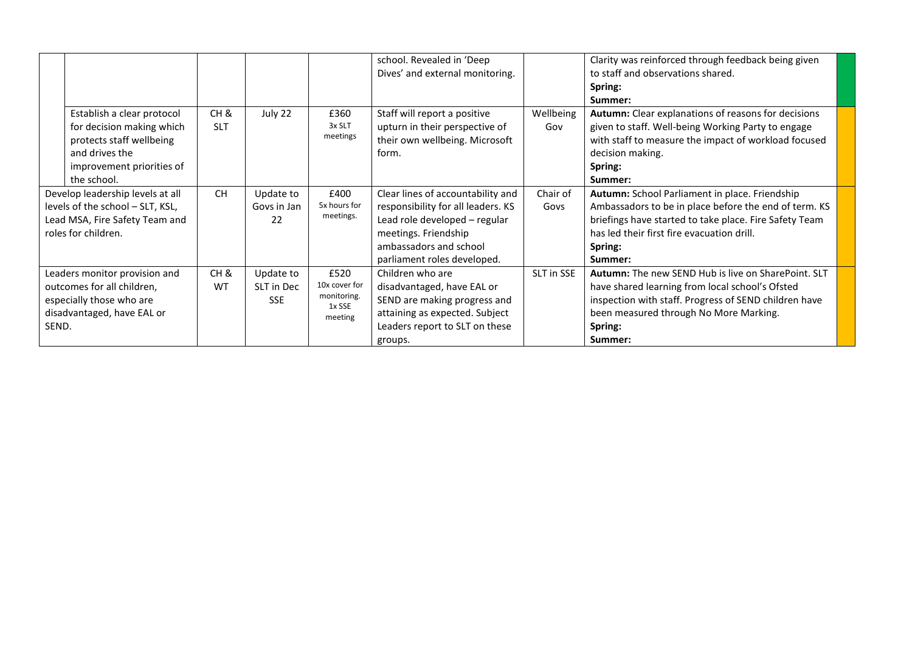| | | | | | | | |
|---|---|---|---|---|---|---|---|
| | | | | school. Revealed in 'Deep Dives' and external monitoring. | | Clarity was reinforced through feedback being given to staff and observations shared.<br>**Spring:**<br>**Summer:** | |
| Establish a clear protocol for decision making which protects staff wellbeing and drives the improvement priorities of the school. | CH & SLT | July 22 | £360<br>3x SLT meetings | Staff will report a positive upturn in their perspective of their own wellbeing. Microsoft form. | Wellbeing Gov | **Autumn:** Clear explanations of reasons for decisions given to staff. Well-being Working Party to engage with staff to measure the impact of workload focused decision making.<br>**Spring:**<br>**Summer:** | |
| Develop leadership levels at all levels of the school – SLT, KSL, Lead MSA, Fire Safety Team and roles for children. | CH | Update to Govs in Jan 22 | £400<br>5x hours for meetings. | Clear lines of accountability and responsibility for all leaders. KS Lead role developed – regular meetings. Friendship ambassadors and school parliament roles developed. | Chair of Govs | **Autumn:** School Parliament in place. Friendship Ambassadors to be in place before the end of term. KS briefings have started to take place. Fire Safety Team has led their first fire evacuation drill.<br>**Spring:**<br>**Summer:** | |
| Leaders monitor provision and outcomes for all children, especially those who are disadvantaged, have EAL or SEND. | CH & WT | Update to SLT in Dec SSE | £520<br>10x cover for monitoring.<br>1x SSE meeting | Children who are disadvantaged, have EAL or SEND are making progress and attaining as expected. Subject Leaders report to SLT on these groups. | SLT in SSE | **Autumn:** The new SEND Hub is live on SharePoint. SLT have shared learning from local school's Ofsted inspection with staff. Progress of SEND children have been measured through No More Marking.<br>**Spring:**<br>**Summer:** | |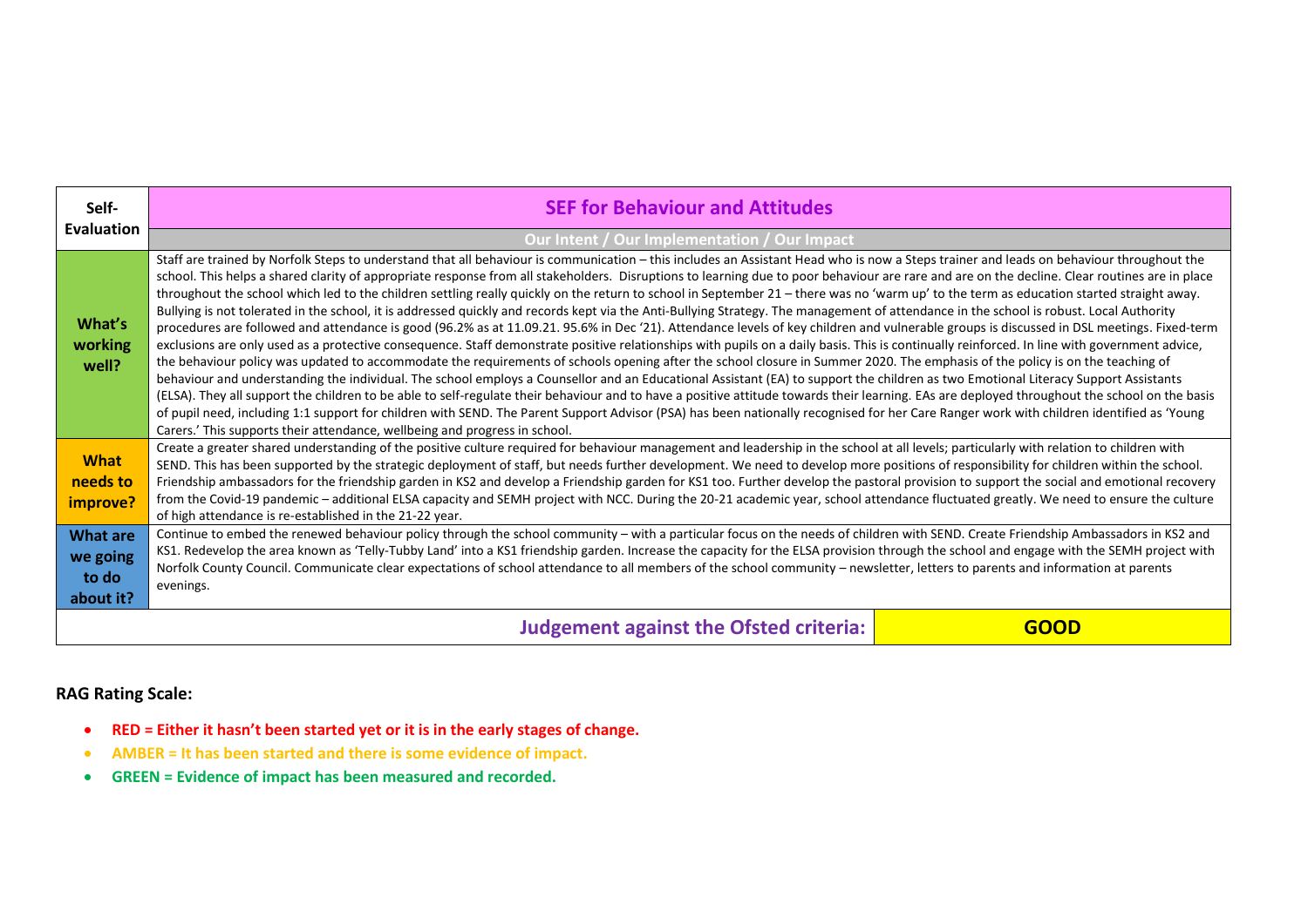| Self-Evaluation | SEF for Behaviour and Attitudes |
| --- | --- |
| | Our Intent / Our Implementation / Our Impact |
| **What's working well?** | Staff are trained by Norfolk Steps to understand that all behaviour is communication – this includes an Assistant Head who is now a Steps trainer and leads on behaviour throughout the school. This helps a shared clarity of appropriate response from all stakeholders. Disruptions to learning due to poor behaviour are rare and are on the decline. Clear routines are in place throughout the school which led to the children settling really quickly on the return to school in September 21 – there was no 'warm up' to the term as education started straight away. Bullying is not tolerated in the school, it is addressed quickly and records kept via the Anti-Bullying Strategy. The management of attendance in the school is robust. Local Authority procedures are followed and attendance is good (96.2% as at 11.09.21. 95.6% in Dec '21). Attendance levels of key children and vulnerable groups is discussed in DSL meetings. Fixed-term exclusions are only used as a protective consequence. Staff demonstrate positive relationships with pupils on a daily basis. This is continually reinforced. In line with government advice, the behaviour policy was updated to accommodate the requirements of schools opening after the school closure in Summer 2020. The emphasis of the policy is on the teaching of behaviour and understanding the individual. The school employs a Counsellor and an Educational Assistant (EA) to support the children as two Emotional Literacy Support Assistants (ELSA). They all support the children to be able to self-regulate their behaviour and to have a positive attitude towards their learning. EAs are deployed throughout the school on the basis of pupil need, including 1:1 support for children with SEND. The Parent Support Advisor (PSA) has been nationally recognised for her Care Ranger work with children identified as 'Young Carers.' This supports their attendance, wellbeing and progress in school. |
| **What needs to improve?** | Create a greater shared understanding of the positive culture required for behaviour management and leadership in the school at all levels; particularly with relation to children with SEND. This has been supported by the strategic deployment of staff, but needs further development. We need to develop more positions of responsibility for children within the school. Friendship ambassadors for the friendship garden in KS2 and develop a Friendship garden for KS1 too. Further develop the pastoral provision to support the social and emotional recovery from the Covid-19 pandemic – additional ELSA capacity and SEMH project with NCC. During the 20-21 academic year, school attendance fluctuated greatly. We need to ensure the culture of high attendance is re-established in the 21-22 year. |
| **What are we going to do about it?** | Continue to embed the renewed behaviour policy through the school community – with a particular focus on the needs of children with SEND. Create Friendship Ambassadors in KS2 and KS1. Redevelop the area known as 'Telly-Tubby Land' into a KS1 friendship garden. Increase the capacity for the ELSA provision through the school and engage with the SEMH project with Norfolk County Council. Communicate clear expectations of school attendance to all members of the school community – newsletter, letters to parents and information at parents evenings. |
| **Judgement against the Ofsted criteria:** | **GOOD** |

**RAG Rating Scale:**

- **RED = Either it hasn't been started yet or it is in the early stages of change.**
- **AMBER = It has been started and there is some evidence of impact.**
- **GREEN = Evidence of impact has been measured and recorded.**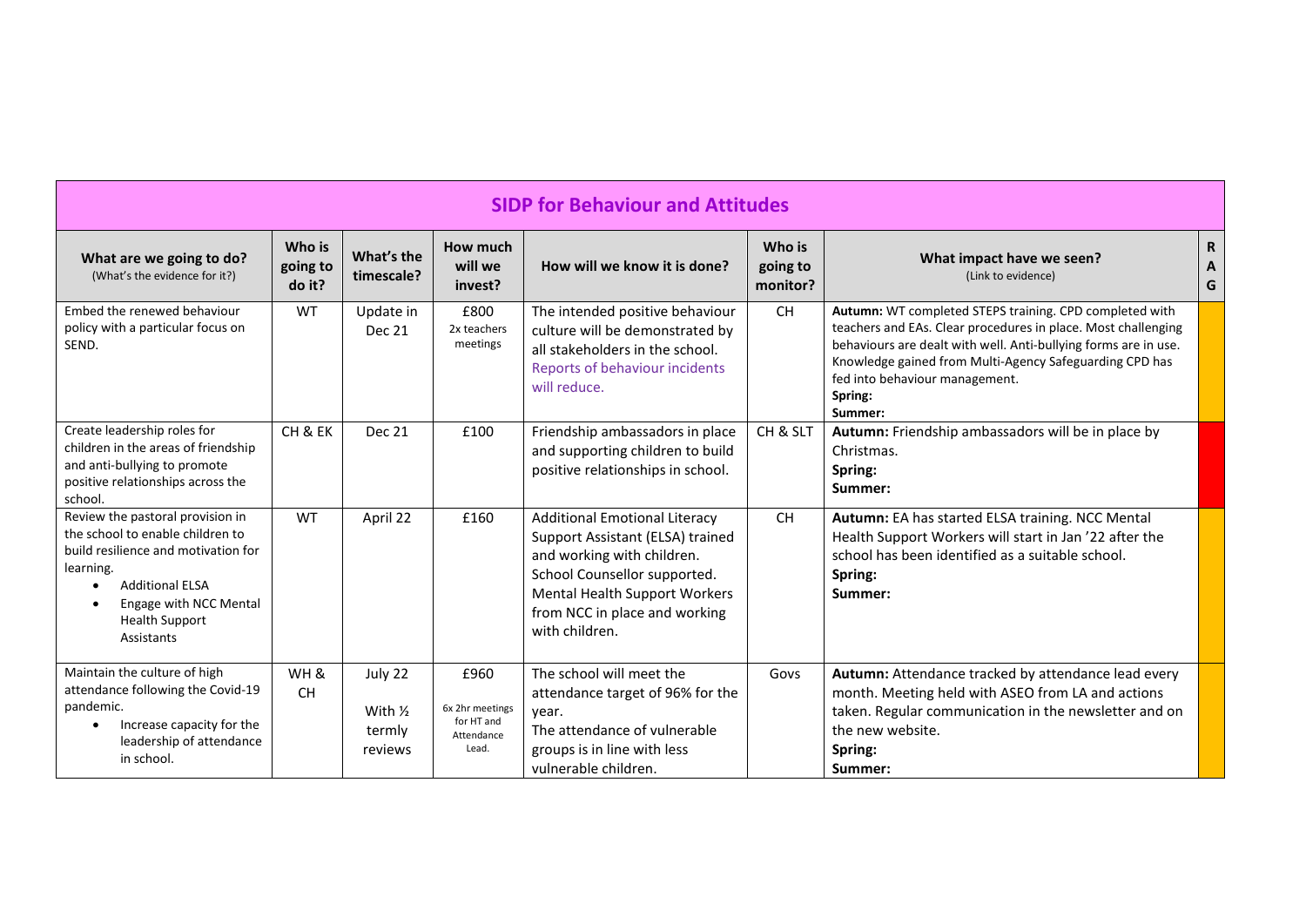## SIDP for Behaviour and Attitudes

| What are we going to do? (What's the evidence for it?) | Who is going to do it? | What's the timescale? | How much will we invest? | How will we know it is done? | Who is going to monitor? | What impact have we seen? (Link to evidence) | RAG |
|---|---|---|---|---|---|---|---|
| Embed the renewed behaviour policy with a particular focus on SEND. | WT | Update in Dec 21 | £800 2x teachers meetings | The intended positive behaviour culture will be demonstrated by all stakeholders in the school. Reports of behaviour incidents will reduce. | CH | **Autumn:** WT completed STEPS training. CPD completed with teachers and EAs. Clear procedures in place. Most challenging behaviours are dealt with well. Anti-bullying forms are in use. Knowledge gained from Multi-Agency Safeguarding CPD has fed into behaviour management.<br>**Spring:**<br>**Summer:** | |
| Create leadership roles for children in the areas of friendship and anti-bullying to promote positive relationships across the school. | CH & EK | Dec 21 | £100 | Friendship ambassadors in place and supporting children to build positive relationships in school. | CH & SLT | **Autumn:** Friendship ambassadors will be in place by Christmas.<br>**Spring:**<br>**Summer:** | |
| Review the pastoral provision in the school to enable children to build resilience and motivation for learning.<br>• Additional ELSA<br>• Engage with NCC Mental Health Support Assistants | WT | April 22 | £160 | Additional Emotional Literacy Support Assistant (ELSA) trained and working with children. School Counsellor supported. Mental Health Support Workers from NCC in place and working with children. | CH | **Autumn:** EA has started ELSA training. NCC Mental Health Support Workers will start in Jan '22 after the school has been identified as a suitable school.<br>**Spring:**<br>**Summer:** | |
| Maintain the culture of high attendance following the Covid-19 pandemic.<br>• Increase capacity for the leadership of attendance in school. | WH & CH | July 22<br>With ½ termly reviews | £960<br>6x 2hr meetings for HT and Attendance Lead. | The school will meet the attendance target of 96% for the year.<br>The attendance of vulnerable groups is in line with less vulnerable children. | Govs | **Autumn:** Attendance tracked by attendance lead every month. Meeting held with ASEO from LA and actions taken. Regular communication in the newsletter and on the new website.<br>**Spring:**<br>**Summer:** | |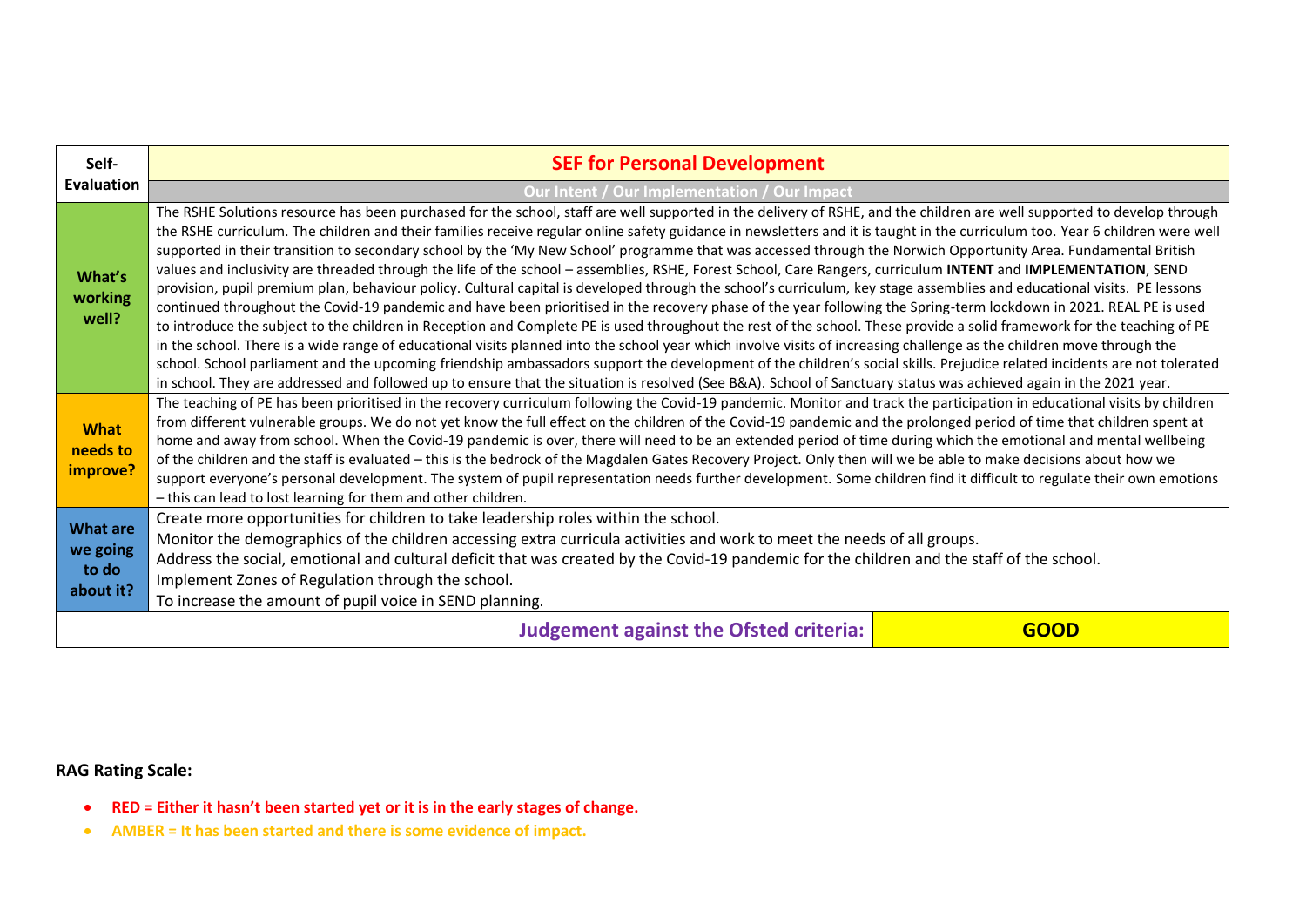| Self-Evaluation | SEF for Personal Development | |
|---|---|---|
| | Our Intent / Our Implementation / Our Impact | |
| What's working well? | The RSHE Solutions resource has been purchased for the school, staff are well supported in the delivery of RSHE, and the children are well supported to develop through the RSHE curriculum. The children and their families receive regular online safety guidance in newsletters and it is taught in the curriculum too. Year 6 children were well supported in their transition to secondary school by the 'My New School' programme that was accessed through the Norwich Opportunity Area. Fundamental British values and inclusivity are threaded through the life of the school – assemblies, RSHE, Forest School, Care Rangers, curriculum **INTENT** and **IMPLEMENTATION**, SEND provision, pupil premium plan, behaviour policy. Cultural capital is developed through the school's curriculum, key stage assemblies and educational visits. PE lessons continued throughout the Covid-19 pandemic and have been prioritised in the recovery phase of the year following the Spring-term lockdown in 2021. REAL PE is used to introduce the subject to the children in Reception and Complete PE is used throughout the rest of the school. These provide a solid framework for the teaching of PE in the school. There is a wide range of educational visits planned into the school year which involve visits of increasing challenge as the children move through the school. School parliament and the upcoming friendship ambassadors support the development of the children's social skills. Prejudice related incidents are not tolerated in school. They are addressed and followed up to ensure that the situation is resolved (See B&A). School of Sanctuary status was achieved again in the 2021 year. | |
| What needs to improve? | The teaching of PE has been prioritised in the recovery curriculum following the Covid-19 pandemic. Monitor and track the participation in educational visits by children from different vulnerable groups. We do not yet know the full effect on the children of the Covid-19 pandemic and the prolonged period of time that children spent at home and away from school. When the Covid-19 pandemic is over, there will need to be an extended period of time during which the emotional and mental wellbeing of the children and the staff is evaluated – this is the bedrock of the Magdalen Gates Recovery Project. Only then will we be able to make decisions about how we support everyone's personal development. The system of pupil representation needs further development. Some children find it difficult to regulate their own emotions – this can lead to lost learning for them and other children. | |
| What are we going to do about it? | Create more opportunities for children to take leadership roles within the school.<br>Monitor the demographics of the children accessing extra curricula activities and work to meet the needs of all groups.<br>Address the social, emotional and cultural deficit that was created by the Covid-19 pandemic for the children and the staff of the school.<br>Implement Zones of Regulation through the school.<br>To increase the amount of pupil voice in SEND planning. | |
| | **Judgement against the Ofsted criteria:** | **GOOD** |

**RAG Rating Scale:**

- **RED = Either it hasn't been started yet or it is in the early stages of change.**
- **AMBER = It has been started and there is some evidence of impact.**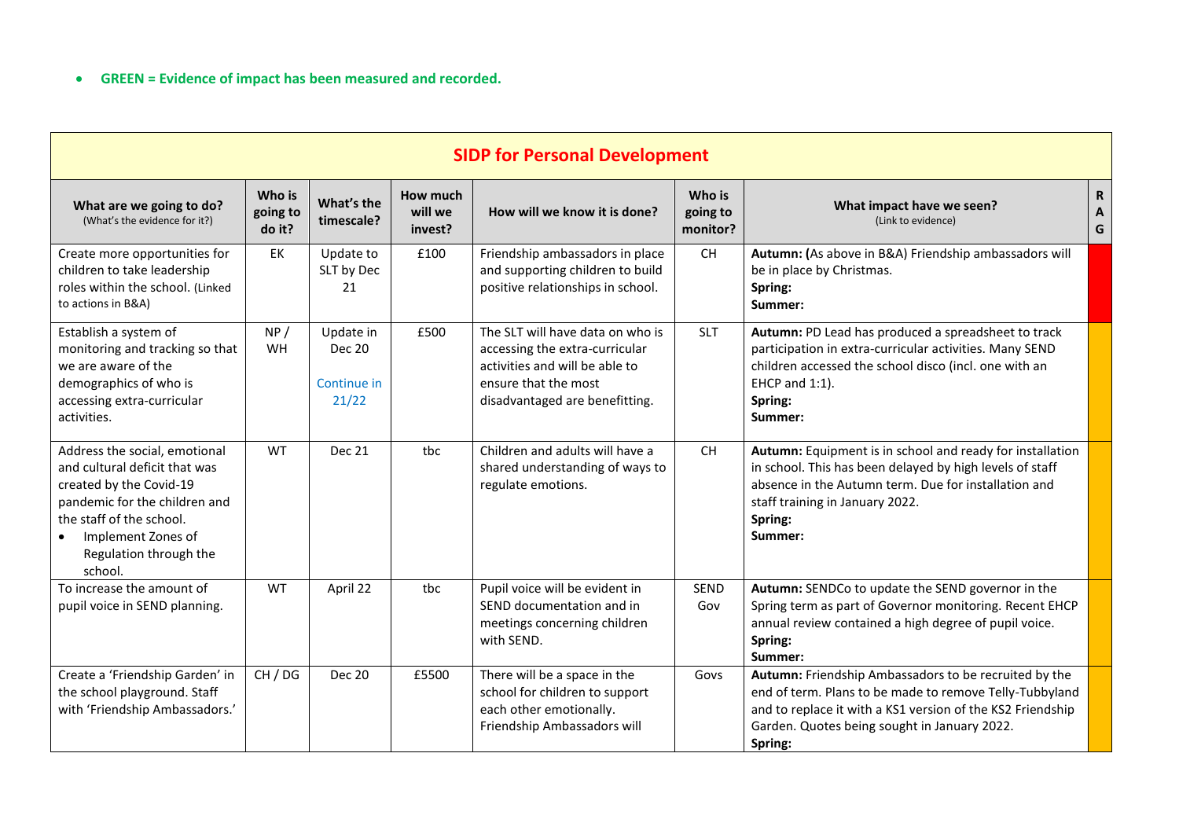- **GREEN = Evidence of impact has been measured and recorded.**

| SIDP for Personal Development | | | | | | | |
|---|---|---|---|---|---|---|---|
| **What are we going to do?** (What's the evidence for it?) | **Who is going to do it?** | **What's the timescale?** | **How much will we invest?** | **How will we know it is done?** | **Who is going to monitor?** | **What impact have we seen?** (Link to evidence) | **RAG** |
| Create more opportunities for children to take leadership roles within the school. (Linked to actions in B&A) | EK | Update to SLT by Dec 21 | £100 | Friendship ambassadors in place and supporting children to build positive relationships in school. | CH | **Autumn: (**As above in B&A) Friendship ambassadors will be in place by Christmas. **Spring:** **Summer:** | |
| Establish a system of monitoring and tracking so that we are aware of the demographics of who is accessing extra-curricular activities. | NP / WH | Update in Dec 20 Continue in 21/22 | £500 | The SLT will have data on who is accessing the extra-curricular activities and will be able to ensure that the most disadvantaged are benefitting. | SLT | **Autumn:** PD Lead has produced a spreadsheet to track participation in extra-curricular activities. Many SEND children accessed the school disco (incl. one with an EHCP and 1:1). **Spring:** **Summer:** | |
| Address the social, emotional and cultural deficit that was created by the Covid-19 pandemic for the children and the staff of the school. • Implement Zones of Regulation through the school. | WT | Dec 21 | tbc | Children and adults will have a shared understanding of ways to regulate emotions. | CH | **Autumn:** Equipment is in school and ready for installation in school. This has been delayed by high levels of staff absence in the Autumn term. Due for installation and staff training in January 2022. **Spring:** **Summer:** | |
| To increase the amount of pupil voice in SEND planning. | WT | April 22 | tbc | Pupil voice will be evident in SEND documentation and in meetings concerning children with SEND. | SEND Gov | **Autumn:** SENDCo to update the SEND governor in the Spring term as part of Governor monitoring. Recent EHCP annual review contained a high degree of pupil voice. **Spring:** **Summer:** | |
| Create a 'Friendship Garden' in the school playground. Staff with 'Friendship Ambassadors.' | CH / DG | Dec 20 | £5500 | There will be a space in the school for children to support each other emotionally. Friendship Ambassadors will | Govs | **Autumn:** Friendship Ambassadors to be recruited by the end of term. Plans to be made to remove Telly-Tubbyland and to replace it with a KS1 version of the KS2 Friendship Garden. Quotes being sought in January 2022. **Spring:** | |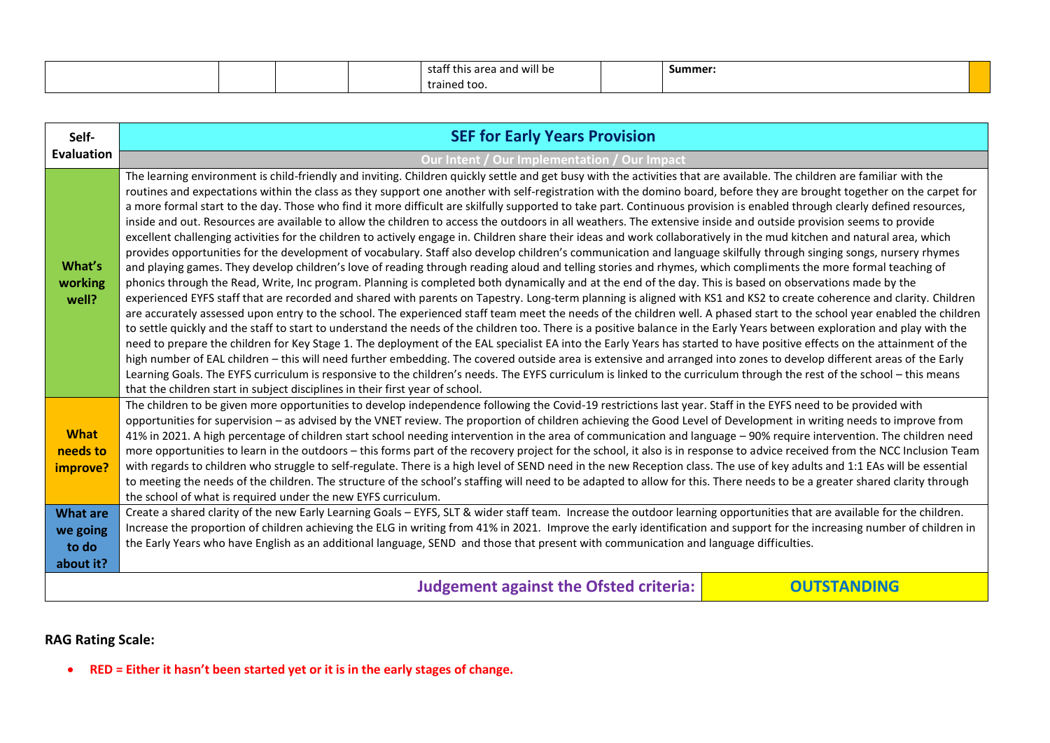| | | | | staff this area and will be trained too. | | Summer: | |
|---|---|---|---|---|---|---|---|

| Self-Evaluation | SEF for Early Years Provision |
|---|---|
| | Our Intent / Our Implementation / Our Impact |
| **What's working well?** | The learning environment is child-friendly and inviting. Children quickly settle and get busy with the activities that are available. The children are familiar with the routines and expectations within the class as they support one another with self-registration with the domino board, before they are brought together on the carpet for a more formal start to the day. Those who find it more difficult are skilfully supported to take part. Continuous provision is enabled through clearly defined resources, inside and out. Resources are available to allow the children to access the outdoors in all weathers. The extensive inside and outside provision seems to provide excellent challenging activities for the children to actively engage in. Children share their ideas and work collaboratively in the mud kitchen and natural area, which provides opportunities for the development of vocabulary. Staff also develop children's communication and language skilfully through singing songs, nursery rhymes and playing games. They develop children's love of reading through reading aloud and telling stories and rhymes, which compliments the more formal teaching of phonics through the Read, Write, Inc program. Planning is completed both dynamically and at the end of the day. This is based on observations made by the experienced EYFS staff that are recorded and shared with parents on Tapestry. Long-term planning is aligned with KS1 and KS2 to create coherence and clarity. Children are accurately assessed upon entry to the school. The experienced staff team meet the needs of the children well. A phased start to the school year enabled the children to settle quickly and the staff to start to understand the needs of the children too. There is a positive balance in the Early Years between exploration and play with the need to prepare the children for Key Stage 1. The deployment of the EAL specialist EA into the Early Years has started to have positive effects on the attainment of the high number of EAL children – this will need further embedding. The covered outside area is extensive and arranged into zones to develop different areas of the Early Learning Goals. The EYFS curriculum is responsive to the children's needs. The EYFS curriculum is linked to the curriculum through the rest of the school – this means that the children start in subject disciplines in their first year of school. |
| **What needs to improve?** | The children to be given more opportunities to develop independence following the Covid-19 restrictions last year. Staff in the EYFS need to be provided with opportunities for supervision – as advised by the VNET review. The proportion of children achieving the Good Level of Development in writing needs to improve from 41% in 2021. A high percentage of children start school needing intervention in the area of communication and language – 90% require intervention. The children need more opportunities to learn in the outdoors – this forms part of the recovery project for the school, it also is in response to advice received from the NCC Inclusion Team with regards to children who struggle to self-regulate. There is a high level of SEND need in the new Reception class. The use of key adults and 1:1 EAs will be essential to meeting the needs of the children. The structure of the school's staffing will need to be adapted to allow for this. There needs to be a greater shared clarity through the school of what is required under the new EYFS curriculum. |
| **What are we going to do about it?** | Create a shared clarity of the new Early Learning Goals – EYFS, SLT & wider staff team. Increase the outdoor learning opportunities that are available for the children. Increase the proportion of children achieving the ELG in writing from 41% in 2021. Improve the early identification and support for the increasing number of children in the Early Years who have English as an additional language, SEND and those that present with communication and language difficulties. |
| **Judgement against the Ofsted criteria:** | **OUTSTANDING** |

**RAG Rating Scale:**

- **RED = Either it hasn't been started yet or it is in the early stages of change.**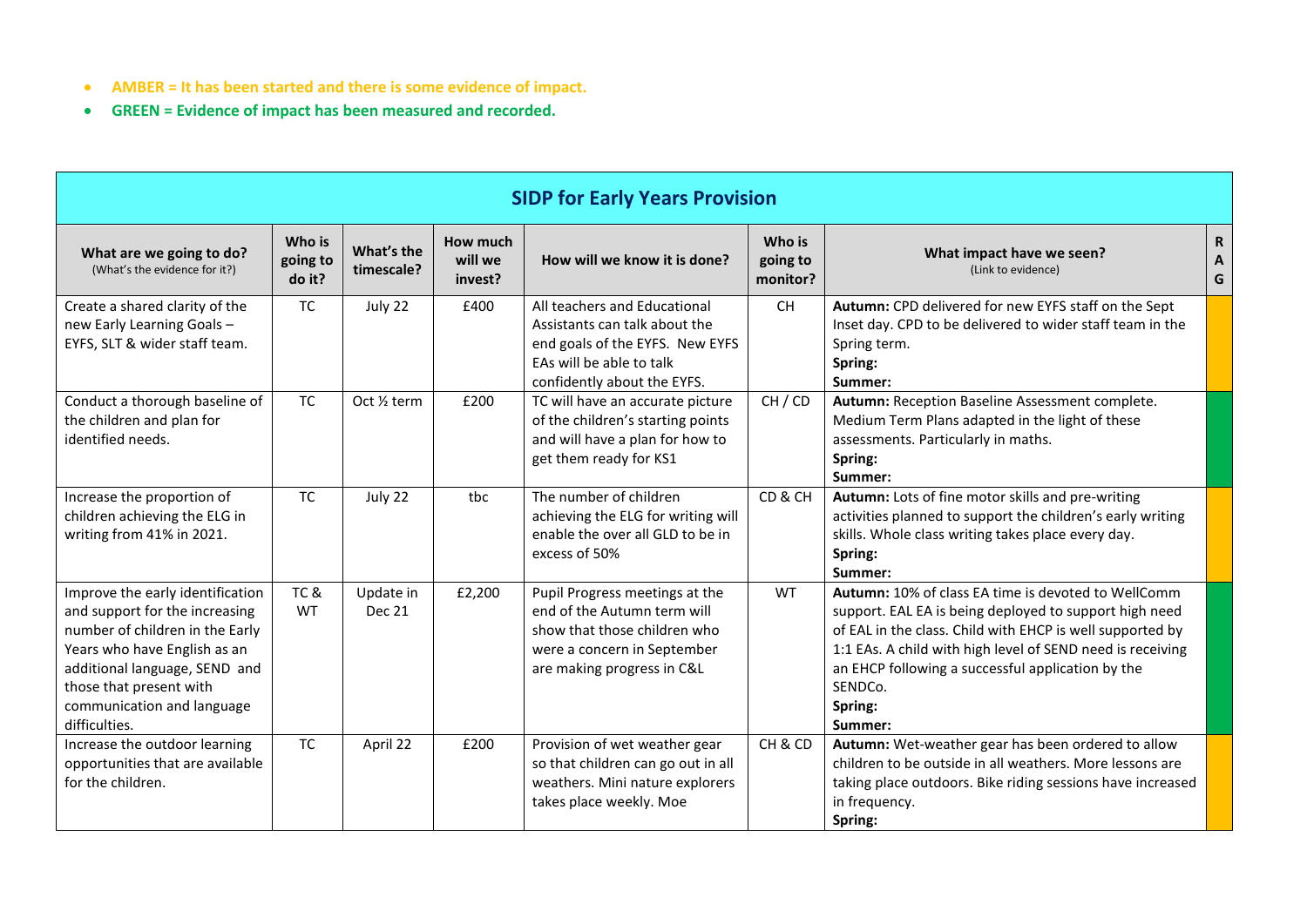- **AMBER = It has been started and there is some evidence of impact.**
- **GREEN = Evidence of impact has been measured and recorded.**

| **SIDP for Early Years Provision** | | | | | | | |
|---|---|---|---|---|---|---|---|
| **What are we going to do?** (What's the evidence for it?) | **Who is going to do it?** | **What's the timescale?** | **How much will we invest?** | **How will we know it is done?** | **Who is going to monitor?** | **What impact have we seen?** (Link to evidence) | **RAG** |
| Create a shared clarity of the new Early Learning Goals – EYFS, SLT & wider staff team. | TC | July 22 | £400 | All teachers and Educational Assistants can talk about the end goals of the EYFS. New EYFS EAs will be able to talk confidently about the EYFS. | CH | **Autumn:** CPD delivered for new EYFS staff on the Sept Inset day. CPD to be delivered to wider staff team in the Spring term.<br>**Spring:**<br>**Summer:** | |
| Conduct a thorough baseline of the children and plan for identified needs. | TC | Oct ½ term | £200 | TC will have an accurate picture of the children's starting points and will have a plan for how to get them ready for KS1 | CH / CD | **Autumn:** Reception Baseline Assessment complete. Medium Term Plans adapted in the light of these assessments. Particularly in maths.<br>**Spring:**<br>**Summer:** | |
| Increase the proportion of children achieving the ELG in writing from 41% in 2021. | TC | July 22 | tbc | The number of children achieving the ELG for writing will enable the over all GLD to be in excess of 50% | CD & CH | **Autumn:** Lots of fine motor skills and pre-writing activities planned to support the children's early writing skills. Whole class writing takes place every day.<br>**Spring:**<br>**Summer:** | |
| Improve the early identification and support for the increasing number of children in the Early Years who have English as an additional language, SEND and those that present with communication and language difficulties. | TC & WT | Update in Dec 21 | £2,200 | Pupil Progress meetings at the end of the Autumn term will show that those children who were a concern in September are making progress in C&L | WT | **Autumn:** 10% of class EA time is devoted to WellComm support. EAL EA is being deployed to support high need of EAL in the class. Child with EHCP is well supported by 1:1 EAs. A child with high level of SEND need is receiving an EHCP following a successful application by the SENDCo.<br>**Spring:**<br>**Summer:** | |
| Increase the outdoor learning opportunities that are available for the children. | TC | April 22 | £200 | Provision of wet weather gear so that children can go out in all weathers. Mini nature explorers takes place weekly. Moe | CH & CD | **Autumn:** Wet-weather gear has been ordered to allow children to be outside in all weathers. More lessons are taking place outdoors. Bike riding sessions have increased in frequency.<br>**Spring:** | |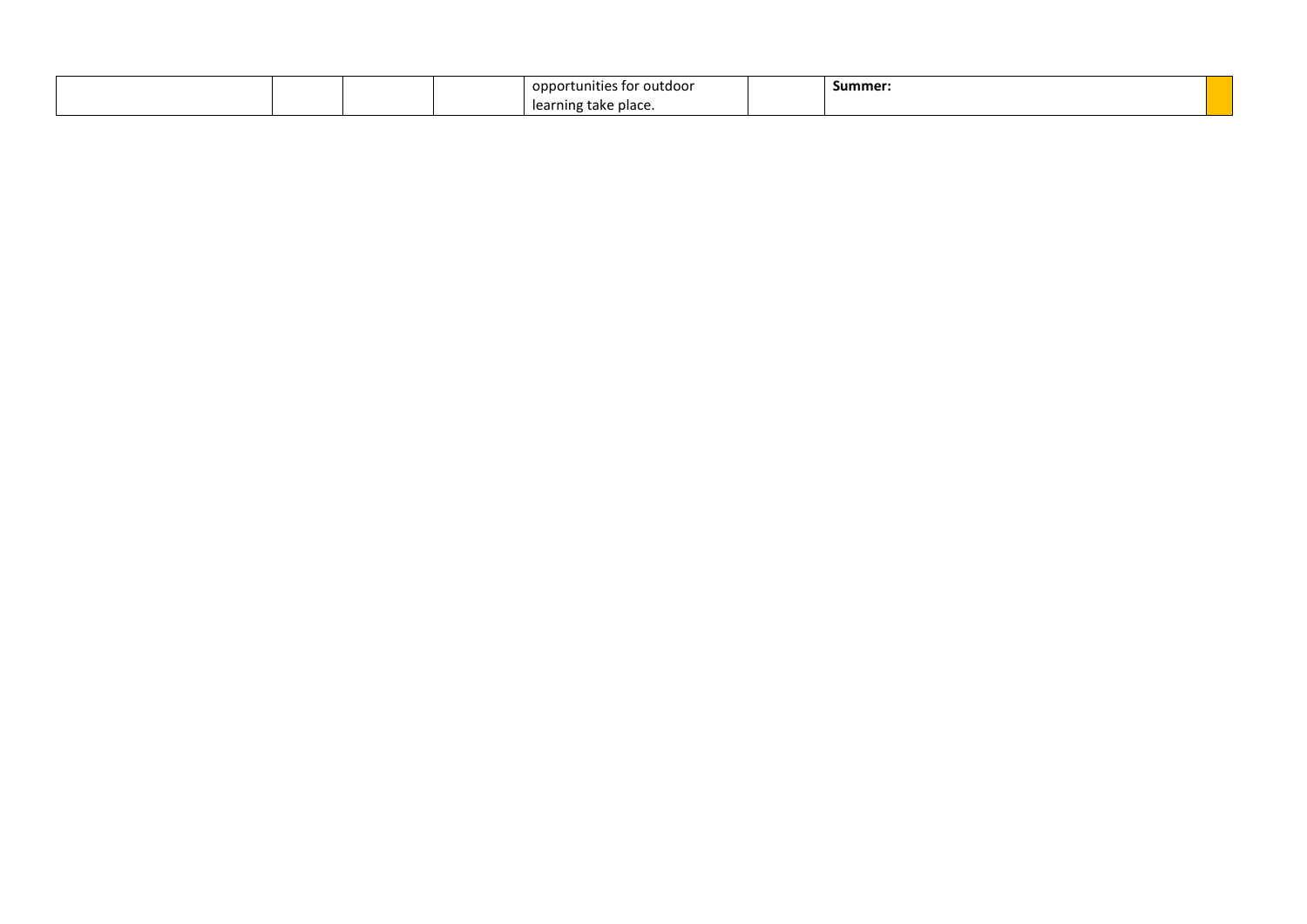| | | | | | | | |
|---|---|---|---|---|---|---|---|
| | | | | opportunities for outdoor learning take place. | | **Summer:** | |